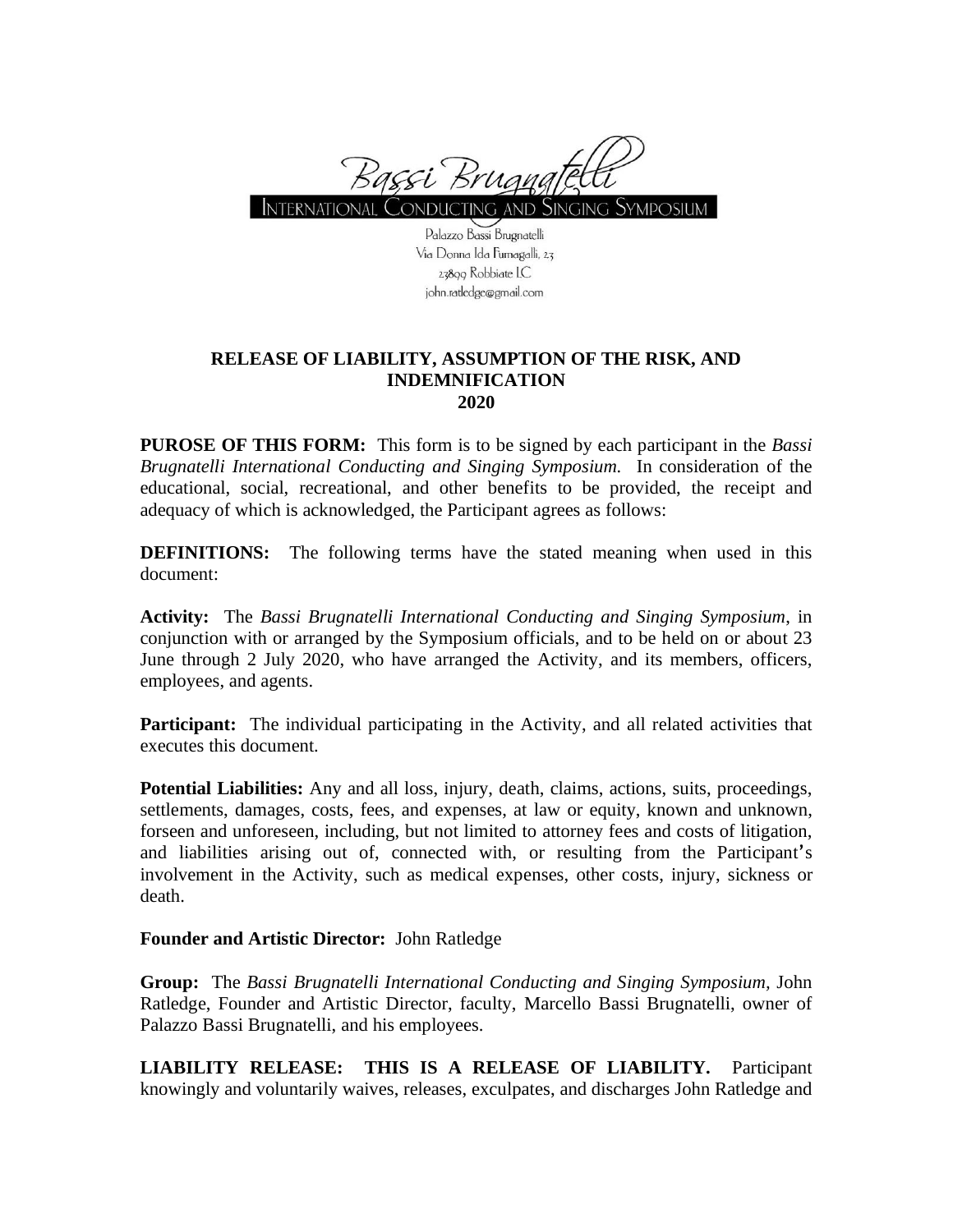Bassi Brugnatelli

INTERNATIONAL CONDUCTING AND SINGING SYMPOSIUM

Palazzo Bassi Brugnatelli
Via Donna Ida Fumagalli, 23
23899 Robbiate LC
john.ratledge@gmail.com

**RELEASE OF LIABILITY, ASSUMPTION OF THE RISK, AND INDEMNIFICATION**
**2020**

**PUROSE OF THIS FORM:** This form is to be signed by each participant in the *Bassi Brugnatelli International Conducting and Singing Symposium.* In consideration of the educational, social, recreational, and other benefits to be provided, the receipt and adequacy of which is acknowledged, the Participant agrees as follows:

**DEFINITIONS:** The following terms have the stated meaning when used in this document:

**Activity:** The *Bassi Brugnatelli International Conducting and Singing Symposium*, in conjunction with or arranged by the Symposium officials, and to be held on or about 23 June through 2 July 2020, who have arranged the Activity, and its members, officers, employees, and agents.

**Participant:** The individual participating in the Activity, and all related activities that executes this document.

**Potential Liabilities:** Any and all loss, injury, death, claims, actions, suits, proceedings, settlements, damages, costs, fees, and expenses, at law or equity, known and unknown, forseen and unforeseen, including, but not limited to attorney fees and costs of litigation, and liabilities arising out of, connected with, or resulting from the Participant's involvement in the Activity, such as medical expenses, other costs, injury, sickness or death.

**Founder and Artistic Director:** John Ratledge

**Group:** The *Bassi Brugnatelli International Conducting and Singing Symposium*, John Ratledge, Founder and Artistic Director, faculty, Marcello Bassi Brugnatelli, owner of Palazzo Bassi Brugnatelli, and his employees.

**LIABILITY RELEASE: THIS IS A RELEASE OF LIABILITY.** Participant knowingly and voluntarily waives, releases, exculpates, and discharges John Ratledge and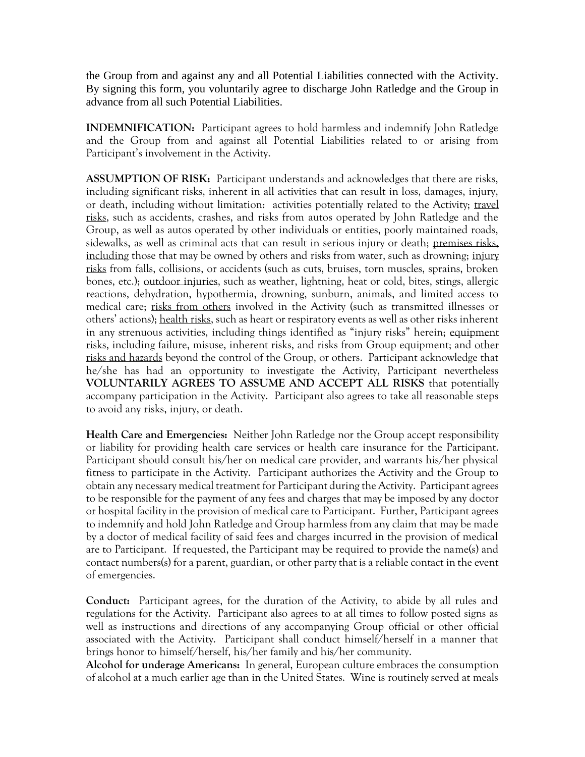the Group from and against any and all Potential Liabilities connected with the Activity. By signing this form, you voluntarily agree to discharge John Ratledge and the Group in advance from all such Potential Liabilities.

**INDEMNIFICATION:** Participant agrees to hold harmless and indemnify John Ratledge and the Group from and against all Potential Liabilities related to or arising from Participant's involvement in the Activity.

**ASSUMPTION OF RISK:** Participant understands and acknowledges that there are risks, including significant risks, inherent in all activities that can result in loss, damages, injury, or death, including without limitation: activities potentially related to the Activity; travel risks, such as accidents, crashes, and risks from autos operated by John Ratledge and the Group, as well as autos operated by other individuals or entities, poorly maintained roads, sidewalks, as well as criminal acts that can result in serious injury or death; premises risks, including those that may be owned by others and risks from water, such as drowning; injury risks from falls, collisions, or accidents (such as cuts, bruises, torn muscles, sprains, broken bones, etc.); outdoor injuries, such as weather, lightning, heat or cold, bites, stings, allergic reactions, dehydration, hypothermia, drowning, sunburn, animals, and limited access to medical care; risks from others involved in the Activity (such as transmitted illnesses or others' actions); health risks, such as heart or respiratory events as well as other risks inherent in any strenuous activities, including things identified as "injury risks" herein; equipment risks, including failure, misuse, inherent risks, and risks from Group equipment; and other risks and hazards beyond the control of the Group, or others. Participant acknowledge that he/she has had an opportunity to investigate the Activity, Participant nevertheless **VOLUNTARILY AGREES TO ASSUME AND ACCEPT ALL RISKS** that potentially accompany participation in the Activity. Participant also agrees to take all reasonable steps to avoid any risks, injury, or death.

**Health Care and Emergencies:** Neither John Ratledge nor the Group accept responsibility or liability for providing health care services or health care insurance for the Participant. Participant should consult his/her on medical care provider, and warrants his/her physical fitness to participate in the Activity. Participant authorizes the Activity and the Group to obtain any necessary medical treatment for Participant during the Activity. Participant agrees to be responsible for the payment of any fees and charges that may be imposed by any doctor or hospital facility in the provision of medical care to Participant. Further, Participant agrees to indemnify and hold John Ratledge and Group harmless from any claim that may be made by a doctor of medical facility of said fees and charges incurred in the provision of medical are to Participant. If requested, the Participant may be required to provide the name(s) and contact numbers(s) for a parent, guardian, or other party that is a reliable contact in the event of emergencies.

**Conduct:** Participant agrees, for the duration of the Activity, to abide by all rules and regulations for the Activity. Participant also agrees to at all times to follow posted signs as well as instructions and directions of any accompanying Group official or other official associated with the Activity. Participant shall conduct himself/herself in a manner that brings honor to himself/herself, his/her family and his/her community.

**Alcohol for underage Americans:** In general, European culture embraces the consumption of alcohol at a much earlier age than in the United States. Wine is routinely served at meals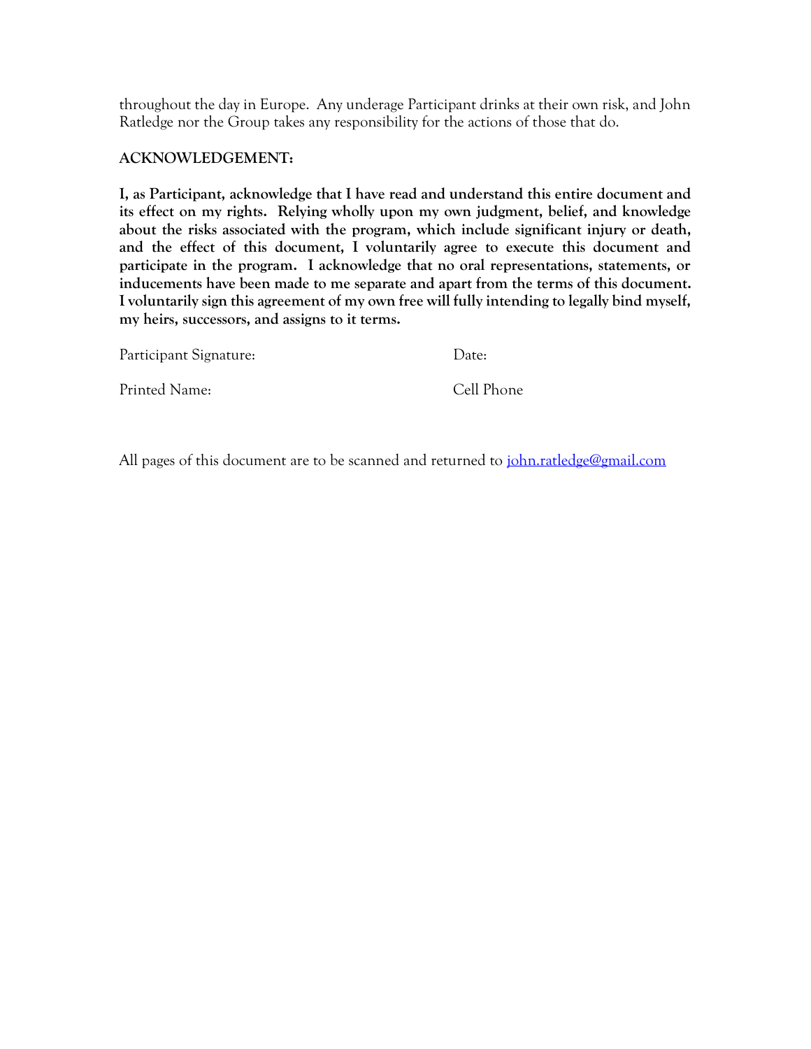throughout the day in Europe. Any underage Participant drinks at their own risk, and John Ratledge nor the Group takes any responsibility for the actions of those that do.

**ACKNOWLEDGEMENT:**

**I, as Participant, acknowledge that I have read and understand this entire document and its effect on my rights. Relying wholly upon my own judgment, belief, and knowledge about the risks associated with the program, which include significant injury or death, and the effect of this document, I voluntarily agree to execute this document and participate in the program. I acknowledge that no oral representations, statements, or inducements have been made to me separate and apart from the terms of this document. I voluntarily sign this agreement of my own free will fully intending to legally bind myself, my heirs, successors, and assigns to it terms.**

Participant Signature: Date:

Printed Name: Cell Phone

All pages of this document are to be scanned and returned to john.ratledge@gmail.com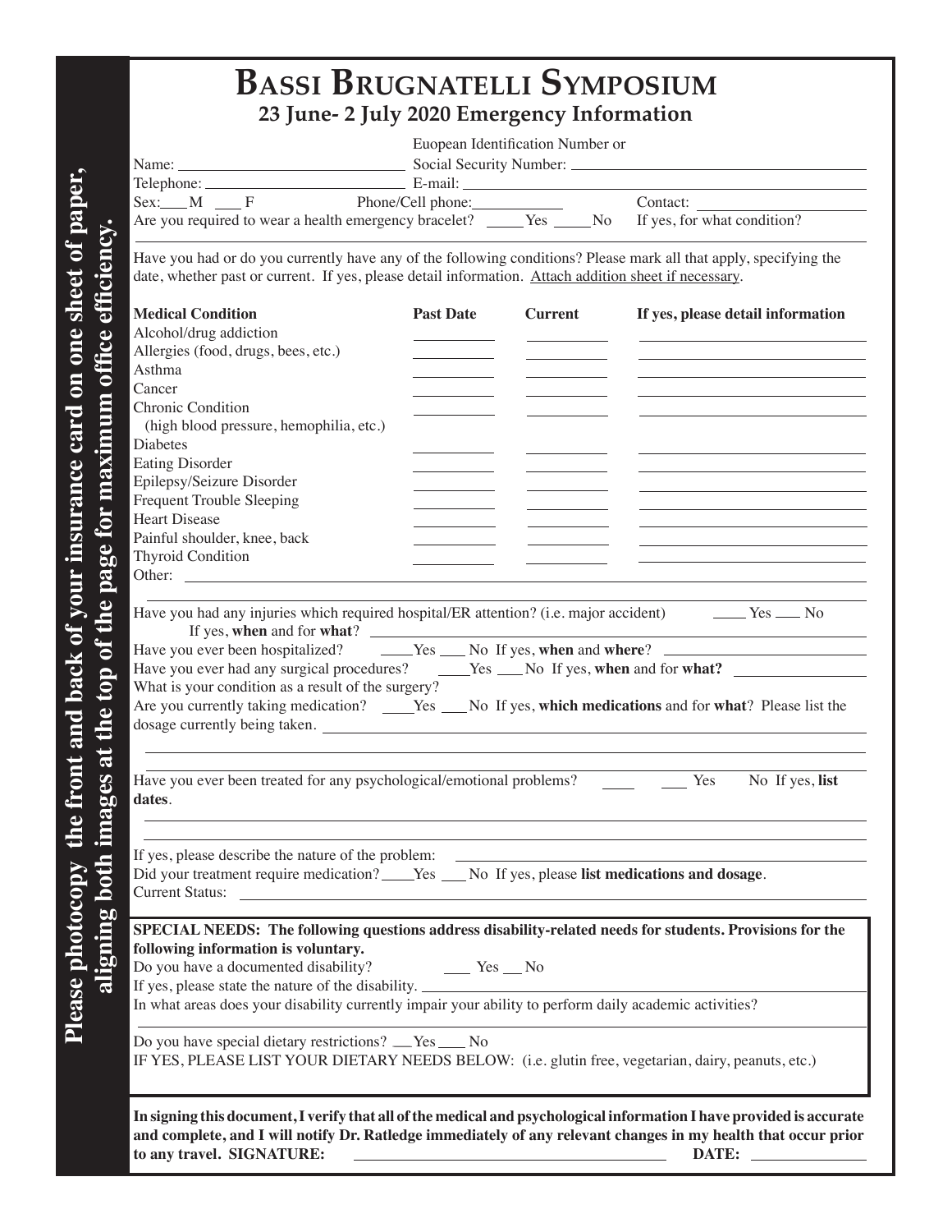Please photocopy the front and back of your insurance card on one sheet of paper, aligning both images at the top of the page for maximum office efficiency.

# Bassi Brugnatelli Symposium

## 23 June- 2 July 2020 Emergency Information

Name: ______________________ Euopean Identification Number or Social Security Number: ______________________

Telephone: ______________________ E-mail: ______________________

Sex: ___ M ___ F Phone/Cell phone: __________ Contact: ______________________

Are you required to wear a health emergency bracelet? _____ Yes _____ No If yes, for what condition?

______________________________________________

Have you had or do you currently have any of the following conditions? Please mark all that apply, specifying the date, whether past or current. If yes, please detail information. Attach addition sheet if necessary.

| Medical Condition | Past Date | Current | If yes, please detail information |
|---|---|---|---|
| Alcohol/drug addiction | | | |
| Allergies (food, drugs, bees, etc.) | | | |
| Asthma | | | |
| Cancer | | | |
| Chronic Condition (high blood pressure, hemophilia, etc.) | | | |
| Diabetes | | | |
| Eating Disorder | | | |
| Epilepsy/Seizure Disorder | | | |
| Frequent Trouble Sleeping | | | |
| Heart Disease | | | |
| Painful shoulder, knee, back | | | |
| Thyroid Condition | | | |
| Other: | | | |

Have you had any injuries which required hospital/ER attention? (i.e. major accident) ____ Yes ___ No

If yes, **when** and for **what**? ______________________

Have you ever been hospitalized? ____Yes ___ No If yes, **when** and **where**? ______________________

Have you ever had any surgical procedures? ____Yes ___No If yes, **when** and for **what?** ______________

What is your condition as a result of the surgery?

Are you currently taking medication? ____Yes ___No If yes, **which medications** and for **what**? Please list the dosage currently being taken. ______________________

______________________________________________

Have you ever been treated for any psychological/emotional problems? ____ ___ Yes No If yes, **list dates**.

______________________________________________

If yes, please describe the nature of the problem: ______________________

Did your treatment require medication? ____Yes ___ No If yes, please **list medications and dosage**.

Current Status: ______________________

**SPECIAL NEEDS: The following questions address disability-related needs for students. Provisions for the following information is voluntary.**

Do you have a documented disability? ___ Yes __ No

If yes, please state the nature of the disability. ______________________

In what areas does your disability currently impair your ability to perform daily academic activities?

______________________________________________

Do you have special dietary restrictions? __Yes ___ No

IF YES, PLEASE LIST YOUR DIETARY NEEDS BELOW: (i.e. glutin free, vegetarian, dairy, peanuts, etc.)

**In signing this document, I verify that all of the medical and psychological information I have provided is accurate and complete, and I will notify Dr. Ratledge immediately of any relevant changes in my health that occur prior to any travel. SIGNATURE:** ______________________ **DATE:** __________